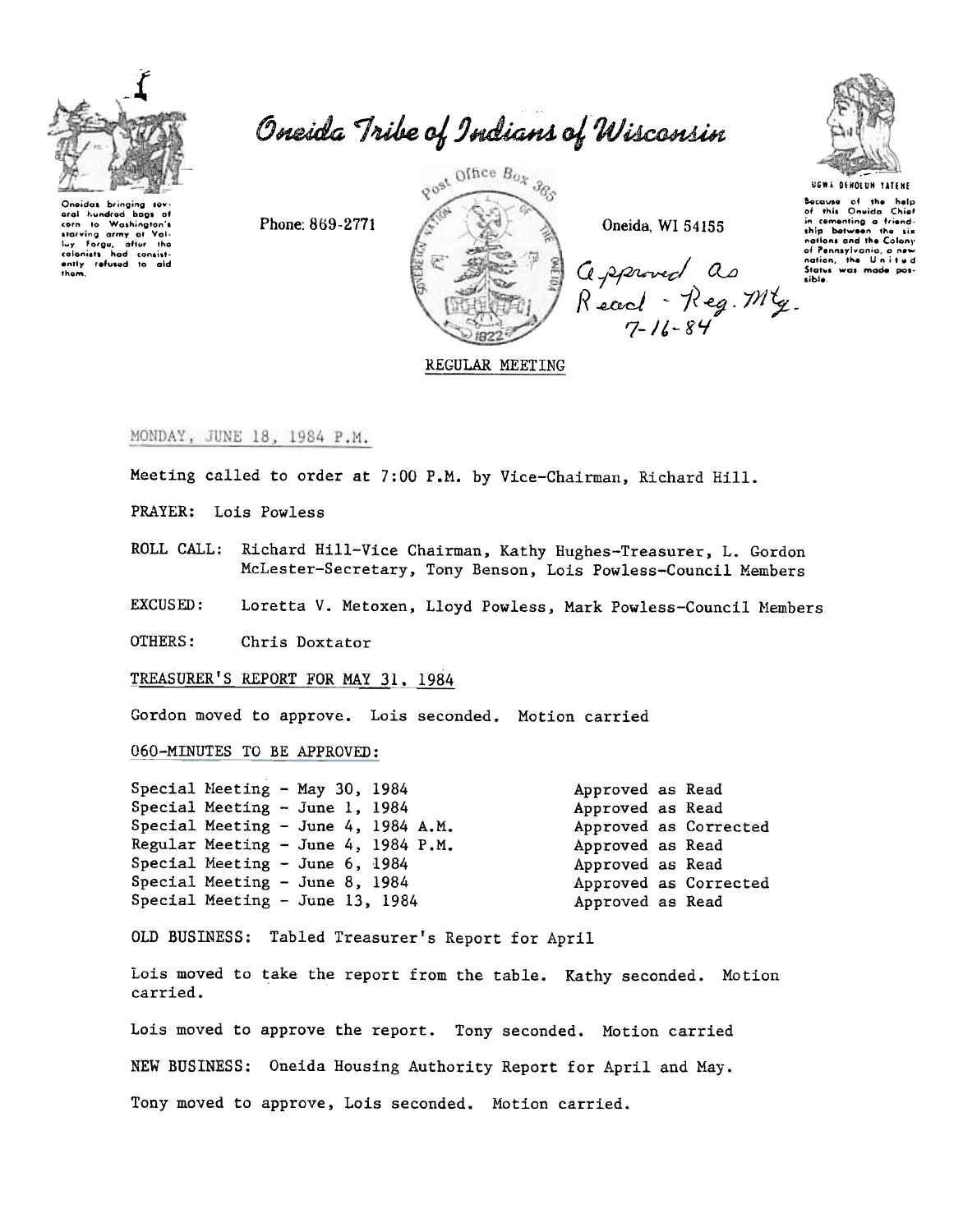# Oneida Tribe of Indians of Wisconsin

Oneidas bringing several hundred bags of corn to Washington's starving army at Valley Forge, after the colonists had consistently refused to aid them.

Phone: 869-2771

Post Office Box 365

Oneida, WI 54155

UGWA DEHOLUN YATEHE

Because of the help of this Oneida Chief in cementing a friendship between the six nations and the Colony of Pennsylvania, a new nation, the United States was made possible.

Approved as Read - Reg. Mtg. 7-16-84

REGULAR MEETING

MONDAY, JUNE 18, 1984 P.M.

Meeting called to order at 7:00 P.M. by Vice-Chairman, Richard Hill.

PRAYER: Lois Powless

ROLL CALL: Richard Hill-Vice Chairman, Kathy Hughes-Treasurer, L. Gordon McLester-Secretary, Tony Benson, Lois Powless-Council Members

EXCUSED: Loretta V. Metoxen, Lloyd Powless, Mark Powless-Council Members

OTHERS: Chris Doxtator

TREASURER'S REPORT FOR MAY 31, 1984

Gordon moved to approve. Lois seconded. Motion carried

060-MINUTES TO BE APPROVED:

| | |
|---|---|
| Special Meeting - May 30, 1984 | Approved as Read |
| Special Meeting - June 1, 1984 | Approved as Read |
| Special Meeting - June 4, 1984 A.M. | Approved as Corrected |
| Regular Meeting - June 4, 1984 P.M. | Approved as Read |
| Special Meeting - June 6, 1984 | Approved as Read |
| Special Meeting - June 8, 1984 | Approved as Corrected |
| Special Meeting - June 13, 1984 | Approved as Read |

OLD BUSINESS: Tabled Treasurer's Report for April

Lois moved to take the report from the table. Kathy seconded. Motion carried.

Lois moved to approve the report. Tony seconded. Motion carried

NEW BUSINESS: Oneida Housing Authority Report for April and May.

Tony moved to approve, Lois seconded. Motion carried.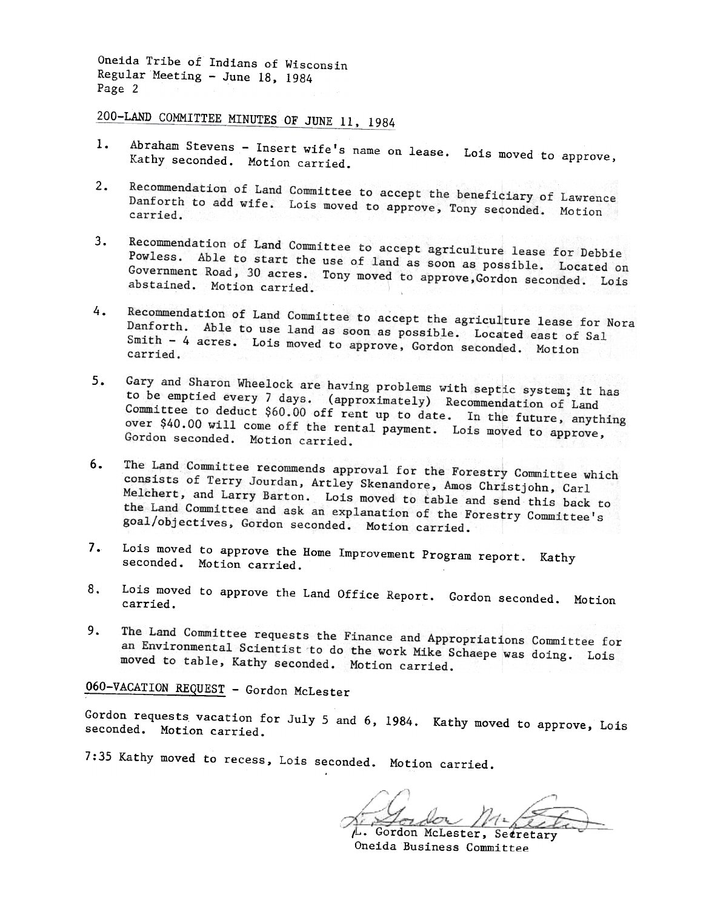Oneida Tribe of Indians of Wisconsin
Regular Meeting - June 18, 1984
Page 2

## 200-LAND COMMITTEE MINUTES OF JUNE 11, 1984

1. Abraham Stevens - Insert wife's name on lease. Lois moved to approve, Kathy seconded. Motion carried.

2. Recommendation of Land Committee to accept the beneficiary of Lawrence Danforth to add wife. Lois moved to approve, Tony seconded. Motion carried.

3. Recommendation of Land Committee to accept agriculture lease for Debbie Powless. Able to start the use of land as soon as possible. Located on Government Road, 30 acres. Tony moved to approve,Gordon seconded. Lois abstained. Motion carried.

4. Recommendation of Land Committee to accept the agriculture lease for Nora Danforth. Able to use land as soon as possible. Located east of Sal Smith - 4 acres. Lois moved to approve, Gordon seconded. Motion carried.

5. Gary and Sharon Wheelock are having problems with septic system; it has to be emptied every 7 days. (approximately) Recommendation of Land Committee to deduct $60.00 off rent up to date. In the future, anything over $40.00 will come off the rental payment. Lois moved to approve, Gordon seconded. Motion carried.

6. The Land Committee recommends approval for the Forestry Committee which consists of Terry Jourdan, Artley Skenandore, Amos Christjohn, Carl Melchert, and Larry Barton. Lois moved to table and send this back to the Land Committee and ask an explanation of the Forestry Committee's goal/objectives, Gordon seconded. Motion carried.

7. Lois moved to approve the Home Improvement Program report. Kathy seconded. Motion carried.

8. Lois moved to approve the Land Office Report. Gordon seconded. Motion carried.

9. The Land Committee requests the Finance and Appropriations Committee for an Environmental Scientist to do the work Mike Schaepe was doing. Lois moved to table, Kathy seconded. Motion carried.

## 060-VACATION REQUEST - Gordon McLester

Gordon requests vacation for July 5 and 6, 1984. Kathy moved to approve, Lois seconded. Motion carried.

7:35 Kathy moved to recess, Lois seconded. Motion carried.

L. Gordon McLester, Secretary
Oneida Business Committee